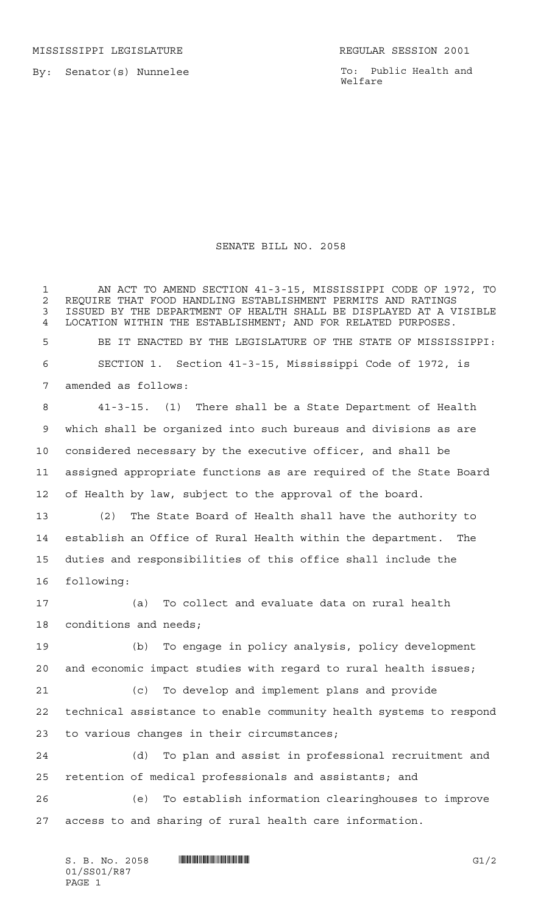MISSISSIPPI LEGISLATURE REGULAR SESSION 2001

By: Senator(s) Nunnelee

To: Public Health and Welfare

# SENATE BILL NO. 2058

AN ACT TO AMEND SECTION 41-3-15, MISSISSIPPI CODE OF 1972, TO REQUIRE THAT FOOD HANDLING ESTABLISHMENT PERMITS AND RATINGS ISSUED BY THE DEPARTMENT OF HEALTH SHALL BE DISPLAYED AT A VISIBLE LOCATION WITHIN THE ESTABLISHMENT; AND FOR RELATED PURPOSES.

BE IT ENACTED BY THE LEGISLATURE OF THE STATE OF MISSISSIPPI:

SECTION 1. Section 41-3-15, Mississippi Code of 1972, is amended as follows:

41-3-15. (1) There shall be a State Department of Health which shall be organized into such bureaus and divisions as are considered necessary by the executive officer, and shall be assigned appropriate functions as are required of the State Board of Health by law, subject to the approval of the board.

(2) The State Board of Health shall have the authority to establish an Office of Rural Health within the department. The duties and responsibilities of this office shall include the following:

(a) To collect and evaluate data on rural health conditions and needs;

(b) To engage in policy analysis, policy development and economic impact studies with regard to rural health issues;

(c) To develop and implement plans and provide technical assistance to enable community health systems to respond to various changes in their circumstances;

(d) To plan and assist in professional recruitment and retention of medical professionals and assistants; and

(e) To establish information clearinghouses to improve access to and sharing of rural health care information.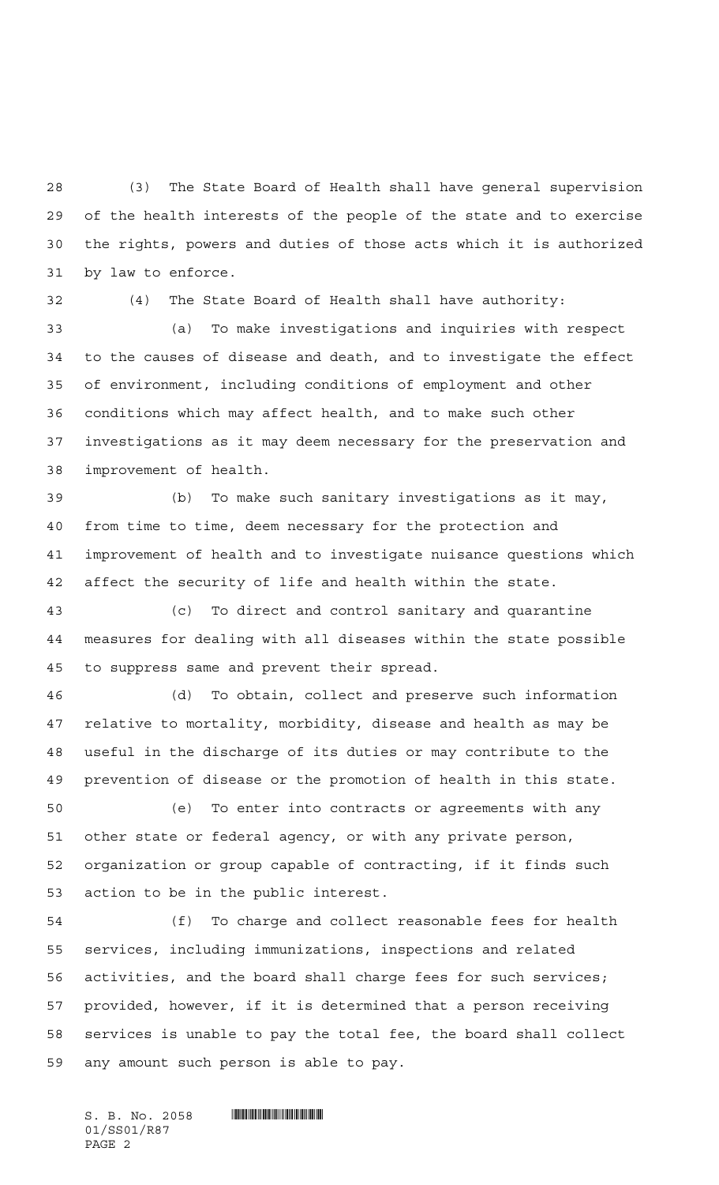(3) The State Board of Health shall have general supervision of the health interests of the people of the state and to exercise the rights, powers and duties of those acts which it is authorized by law to enforce.

(4) The State Board of Health shall have authority:

(a) To make investigations and inquiries with respect to the causes of disease and death, and to investigate the effect of environment, including conditions of employment and other conditions which may affect health, and to make such other investigations as it may deem necessary for the preservation and improvement of health.

(b) To make such sanitary investigations as it may, from time to time, deem necessary for the protection and improvement of health and to investigate nuisance questions which affect the security of life and health within the state.

(c) To direct and control sanitary and quarantine measures for dealing with all diseases within the state possible to suppress same and prevent their spread.

(d) To obtain, collect and preserve such information relative to mortality, morbidity, disease and health as may be useful in the discharge of its duties or may contribute to the prevention of disease or the promotion of health in this state.

(e) To enter into contracts or agreements with any other state or federal agency, or with any private person, organization or group capable of contracting, if it finds such action to be in the public interest.

(f) To charge and collect reasonable fees for health services, including immunizations, inspections and related activities, and the board shall charge fees for such services; provided, however, if it is determined that a person receiving services is unable to pay the total fee, the board shall collect any amount such person is able to pay.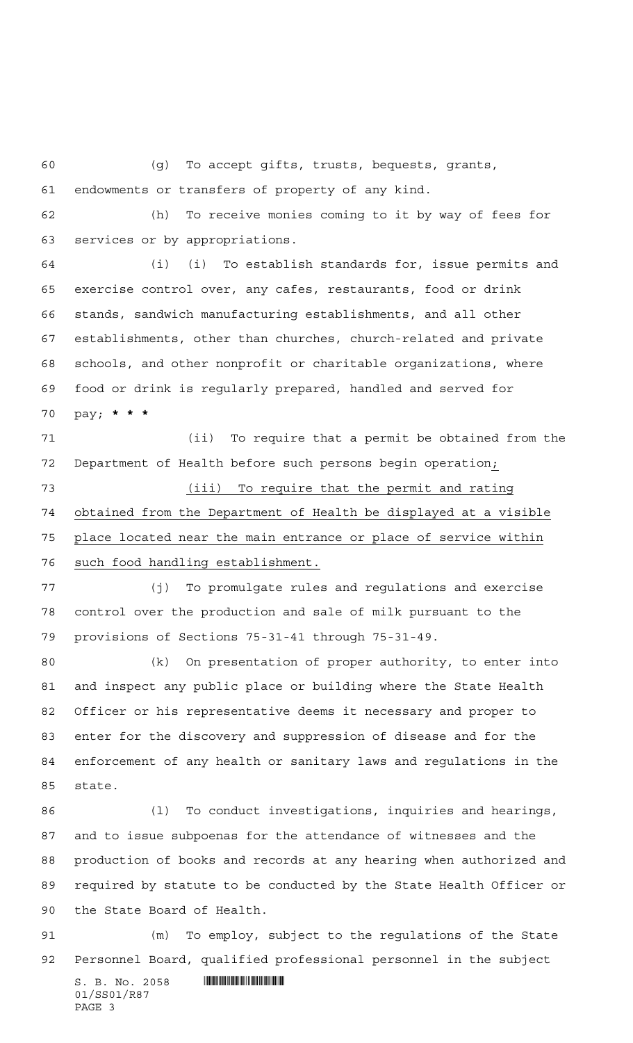(g) To accept gifts, trusts, bequests, grants, endowments or transfers of property of any kind.

(h) To receive monies coming to it by way of fees for services or by appropriations.

(i) (i) To establish standards for, issue permits and exercise control over, any cafes, restaurants, food or drink stands, sandwich manufacturing establishments, and all other establishments, other than churches, church-related and private schools, and other nonprofit or charitable organizations, where food or drink is regularly prepared, handled and served for pay; **\* \* \***

(ii) To require that a permit be obtained from the Department of Health before such persons begin operation<u>;</u>

<u>(iii) To require that the permit and rating obtained from the Department of Health be displayed at a visible place located near the main entrance or place of service within such food handling establishment.</u>

(j) To promulgate rules and regulations and exercise control over the production and sale of milk pursuant to the provisions of Sections 75-31-41 through 75-31-49.

(k) On presentation of proper authority, to enter into and inspect any public place or building where the State Health Officer or his representative deems it necessary and proper to enter for the discovery and suppression of disease and for the enforcement of any health or sanitary laws and regulations in the state.

(l) To conduct investigations, inquiries and hearings, and to issue subpoenas for the attendance of witnesses and the production of books and records at any hearing when authorized and required by statute to be conducted by the State Health Officer or the State Board of Health.

(m) To employ, subject to the regulations of the State Personnel Board, qualified professional personnel in the subject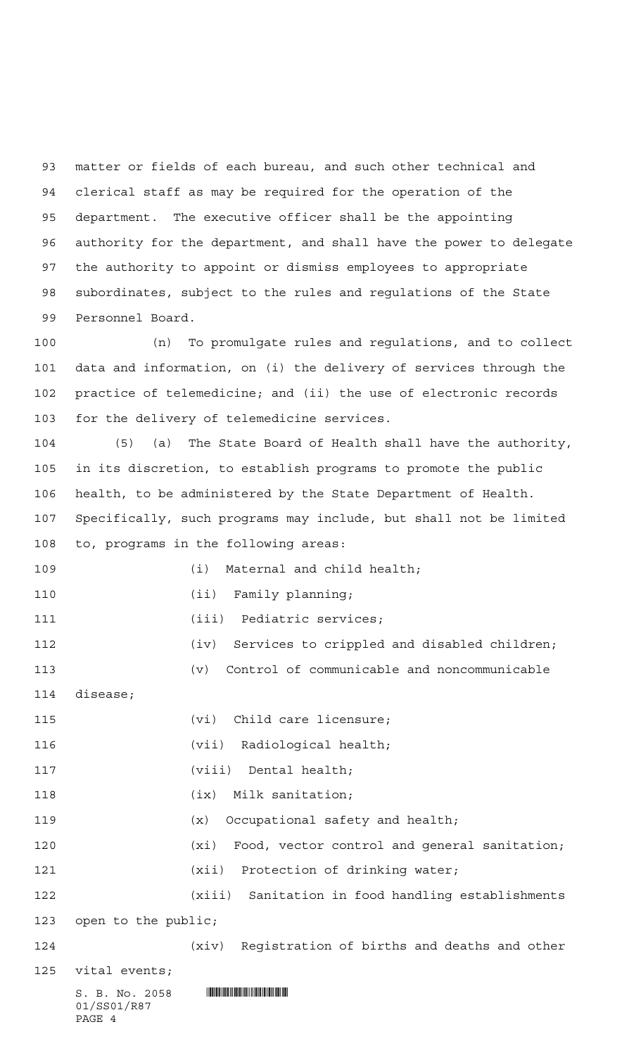matter or fields of each bureau, and such other technical and clerical staff as may be required for the operation of the department. The executive officer shall be the appointing authority for the department, and shall have the power to delegate the authority to appoint or dismiss employees to appropriate subordinates, subject to the rules and regulations of the State Personnel Board.

(n) To promulgate rules and regulations, and to collect data and information, on (i) the delivery of services through the practice of telemedicine; and (ii) the use of electronic records for the delivery of telemedicine services.

(5) (a) The State Board of Health shall have the authority, in its discretion, to establish programs to promote the public health, to be administered by the State Department of Health. Specifically, such programs may include, but shall not be limited to, programs in the following areas:

(i) Maternal and child health;

(ii) Family planning;

(iii) Pediatric services;

(iv) Services to crippled and disabled children;

(v) Control of communicable and noncommunicable disease;

(vi) Child care licensure;

(vii) Radiological health;

(viii) Dental health;

(ix) Milk sanitation;

(x) Occupational safety and health;

(xi) Food, vector control and general sanitation;

(xii) Protection of drinking water;

(xiii) Sanitation in food handling establishments open to the public;

(xiv) Registration of births and deaths and other vital events;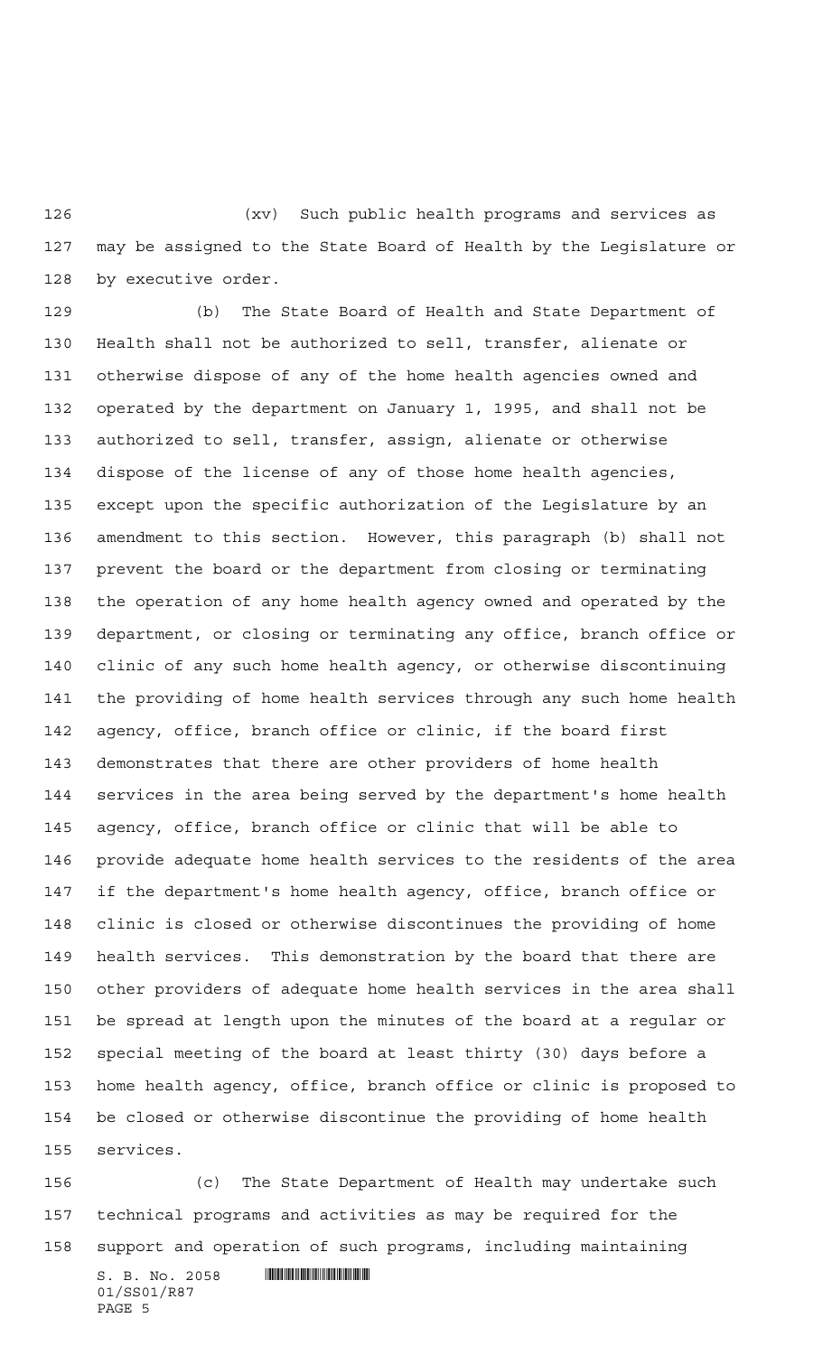(xv) Such public health programs and services as may be assigned to the State Board of Health by the Legislature or by executive order.

(b) The State Board of Health and State Department of Health shall not be authorized to sell, transfer, alienate or otherwise dispose of any of the home health agencies owned and operated by the department on January 1, 1995, and shall not be authorized to sell, transfer, assign, alienate or otherwise dispose of the license of any of those home health agencies, except upon the specific authorization of the Legislature by an amendment to this section. However, this paragraph (b) shall not prevent the board or the department from closing or terminating the operation of any home health agency owned and operated by the department, or closing or terminating any office, branch office or clinic of any such home health agency, or otherwise discontinuing the providing of home health services through any such home health agency, office, branch office or clinic, if the board first demonstrates that there are other providers of home health services in the area being served by the department's home health agency, office, branch office or clinic that will be able to provide adequate home health services to the residents of the area if the department's home health agency, office, branch office or clinic is closed or otherwise discontinues the providing of home health services. This demonstration by the board that there are other providers of adequate home health services in the area shall be spread at length upon the minutes of the board at a regular or special meeting of the board at least thirty (30) days before a home health agency, office, branch office or clinic is proposed to be closed or otherwise discontinue the providing of home health services.

(c) The State Department of Health may undertake such technical programs and activities as may be required for the support and operation of such programs, including maintaining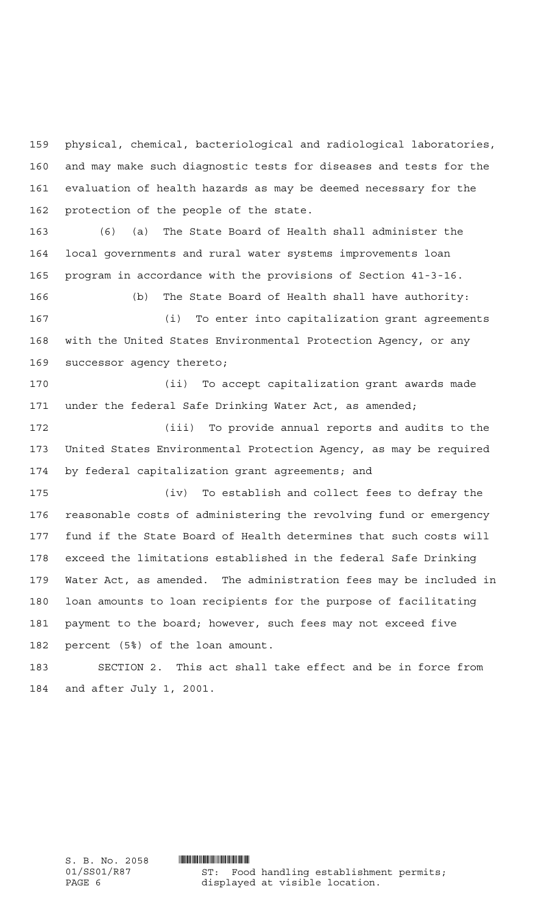physical, chemical, bacteriological and radiological laboratories, and may make such diagnostic tests for diseases and tests for the evaluation of health hazards as may be deemed necessary for the protection of the people of the state.

(6) (a) The State Board of Health shall administer the local governments and rural water systems improvements loan program in accordance with the provisions of Section 41-3-16.

(b) The State Board of Health shall have authority:

(i) To enter into capitalization grant agreements with the United States Environmental Protection Agency, or any successor agency thereto;

(ii) To accept capitalization grant awards made under the federal Safe Drinking Water Act, as amended;

(iii) To provide annual reports and audits to the United States Environmental Protection Agency, as may be required by federal capitalization grant agreements; and

(iv) To establish and collect fees to defray the reasonable costs of administering the revolving fund or emergency fund if the State Board of Health determines that such costs will exceed the limitations established in the federal Safe Drinking Water Act, as amended. The administration fees may be included in loan amounts to loan recipients for the purpose of facilitating payment to the board; however, such fees may not exceed five percent (5%) of the loan amount.

SECTION 2. This act shall take effect and be in force from and after July 1, 2001.

ST: Food handling establishment permits; displayed at visible location.